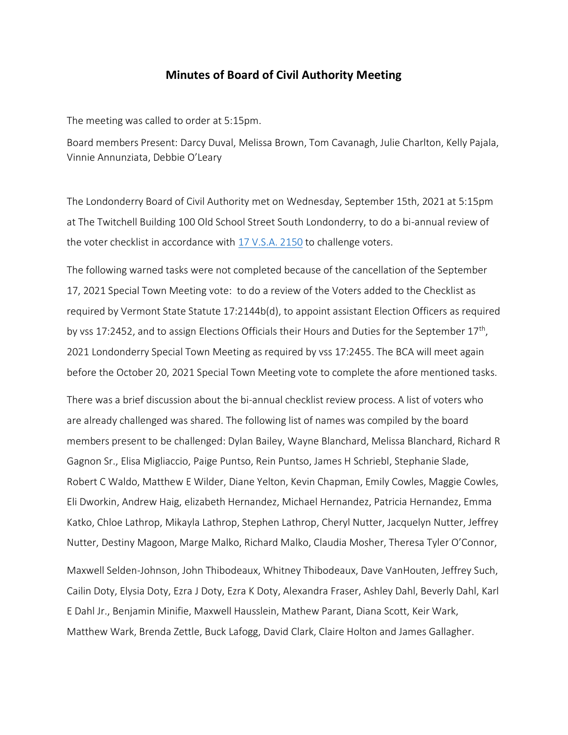# Minutes of Board of Civil Authority Meeting

The meeting was called to order at 5:15pm.

Board members Present: Darcy Duval, Melissa Brown, Tom Cavanagh, Julie Charlton, Kelly Pajala, Vinnie Annunziata, Debbie O'Leary

The Londonderry Board of Civil Authority met on Wednesday, September 15th, 2021 at 5:15pm at The Twitchell Building 100 Old School Street South Londonderry, to do a bi-annual review of the voter checklist in accordance with [17 V.S.A. 2150] to challenge voters.

The following warned tasks were not completed because of the cancellation of the September 17, 2021 Special Town Meeting vote: to do a review of the Voters added to the Checklist as required by Vermont State Statute 17:2144b(d), to appoint assistant Election Officers as required by vss 17:2452, and to assign Elections Officials their Hours and Duties for the September 17th, 2021 Londonderry Special Town Meeting as required by vss 17:2455. The BCA will meet again before the October 20, 2021 Special Town Meeting vote to complete the afore mentioned tasks.

There was a brief discussion about the bi-annual checklist review process. A list of voters who are already challenged was shared. The following list of names was compiled by the board members present to be challenged: Dylan Bailey, Wayne Blanchard, Melissa Blanchard, Richard R Gagnon Sr., Elisa Migliaccio, Paige Puntso, Rein Puntso, James H Schriebl, Stephanie Slade, Robert C Waldo, Matthew E Wilder, Diane Yelton, Kevin Chapman, Emily Cowles, Maggie Cowles, Eli Dworkin, Andrew Haig, elizabeth Hernandez, Michael Hernandez, Patricia Hernandez, Emma Katko, Chloe Lathrop, Mikayla Lathrop, Stephen Lathrop, Cheryl Nutter, Jacquelyn Nutter, Jeffrey Nutter, Destiny Magoon, Marge Malko, Richard Malko, Claudia Mosher, Theresa Tyler O'Connor, Maxwell Selden-Johnson, John Thibodeaux, Whitney Thibodeaux, Dave VanHouten, Jeffrey Such, Cailin Doty, Elysia Doty, Ezra J Doty, Ezra K Doty, Alexandra Fraser, Ashley Dahl, Beverly Dahl, Karl E Dahl Jr., Benjamin Minifie, Maxwell Hausslein, Mathew Parant, Diana Scott, Keir Wark, Matthew Wark, Brenda Zettle, Buck Lafogg, David Clark, Claire Holton and James Gallagher.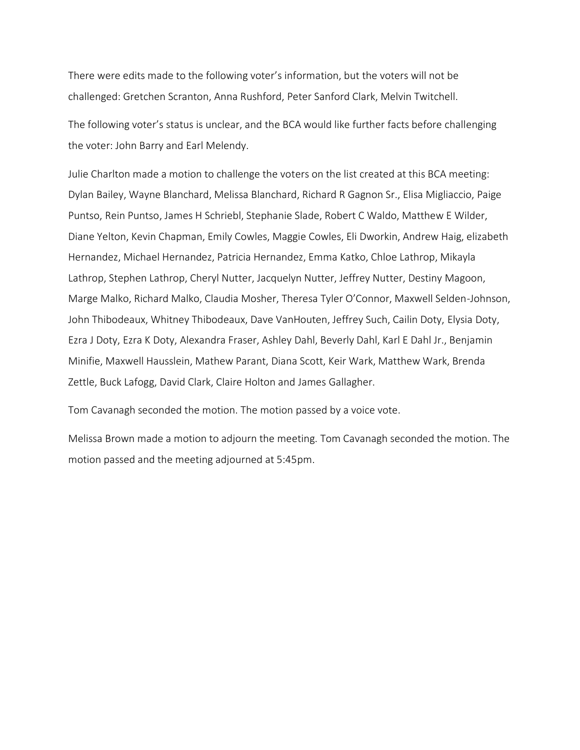There were edits made to the following voter's information, but the voters will not be challenged: Gretchen Scranton, Anna Rushford, Peter Sanford Clark, Melvin Twitchell.

The following voter's status is unclear, and the BCA would like further facts before challenging the voter: John Barry and Earl Melendy.

Julie Charlton made a motion to challenge the voters on the list created at this BCA meeting: Dylan Bailey, Wayne Blanchard, Melissa Blanchard, Richard R Gagnon Sr., Elisa Migliaccio, Paige Puntso, Rein Puntso, James H Schriebl, Stephanie Slade, Robert C Waldo, Matthew E Wilder, Diane Yelton, Kevin Chapman, Emily Cowles, Maggie Cowles, Eli Dworkin, Andrew Haig, elizabeth Hernandez, Michael Hernandez, Patricia Hernandez, Emma Katko, Chloe Lathrop, Mikayla Lathrop, Stephen Lathrop, Cheryl Nutter, Jacquelyn Nutter, Jeffrey Nutter, Destiny Magoon, Marge Malko, Richard Malko, Claudia Mosher, Theresa Tyler O'Connor, Maxwell Selden-Johnson, John Thibodeaux, Whitney Thibodeaux, Dave VanHouten, Jeffrey Such, Cailin Doty, Elysia Doty, Ezra J Doty, Ezra K Doty, Alexandra Fraser, Ashley Dahl, Beverly Dahl, Karl E Dahl Jr., Benjamin Minifie, Maxwell Hausslein, Mathew Parant, Diana Scott, Keir Wark, Matthew Wark, Brenda Zettle, Buck Lafogg, David Clark, Claire Holton and James Gallagher.

Tom Cavanagh seconded the motion. The motion passed by a voice vote.

Melissa Brown made a motion to adjourn the meeting. Tom Cavanagh seconded the motion. The motion passed and the meeting adjourned at 5:45pm.